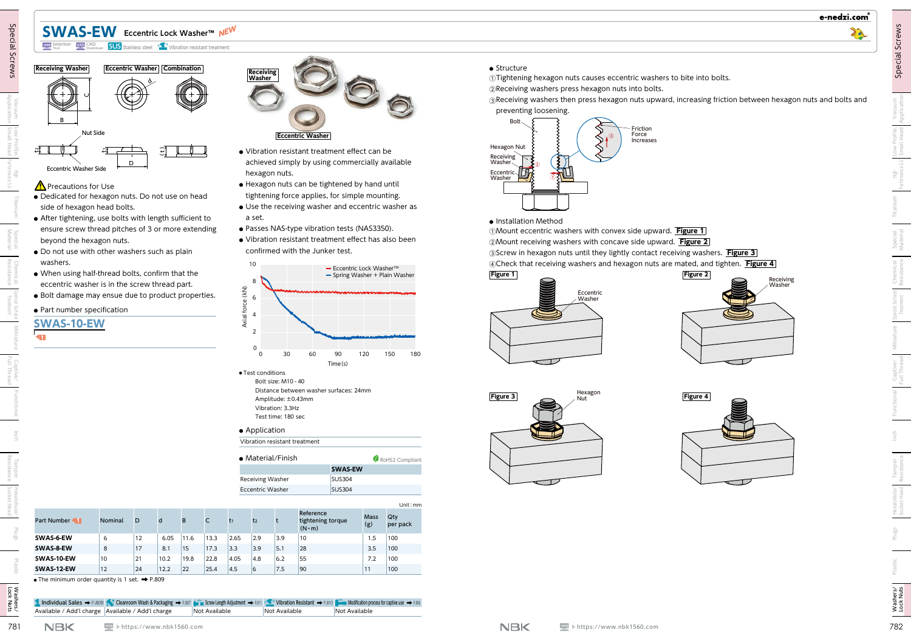# SWAS-EW Eccentric Lock Washer™ NEW

Selection Tool | CAD Download | SUS Stainless steel | Vibration resistant treatment

Receiving Washer | Eccentric Washer | Combination

Nut Side

Eccentric Washer Side

### ⚠ Precautions for Use

- Dedicated for hexagon nuts. Do not use on head side of hexagon head bolts.
- After tightening, use bolts with length sufficient to ensure screw thread pitches of 3 or more extending beyond the hexagon nuts.
- Do not use with other washers such as plain washers.
- When using half-thread bolts, confirm that the eccentric washer is in the screw thread part.
- Bolt damage may ensue due to product properties.

- Part number specification

**SWAS-10-EW**

- Vibration resistant treatment effect can be achieved simply by using commercially available hexagon nuts.
- Hexagon nuts can be tightened by hand until tightening force applies, for simple mounting.
- Use the receiving washer and eccentric washer as a set.
- Passes NAS-type vibration tests (NAS3350).
- Vibration resistant treatment effect has also been confirmed with the Junker test.

Chart legend: Eccentric Lock Washer™ / Spring Washer + Plain Washer. Axial force (kN) vs Time (s).

- Test conditions
  - Bolt size: M10 - 40
  - Distance between washer surfaces: 24mm
  - Amplitude: ±0.43mm
  - Vibration: 3.3Hz
  - Test time: 180 sec

- Application

Vibration resistant treatment

- Material/Finish

RoHS2 Compliant

| | SWAS-EW |
|---|---|
| Receiving Washer | SUS304 |
| Eccentric Washer | SUS304 |

- Structure

①Tightening hexagon nuts causes eccentric washers to bite into bolts.
②Receiving washers press hexagon nuts into bolts.
③Receiving washers then press hexagon nuts upward, increasing friction between hexagon nuts and bolts and preventing loosening.

Bolt / Hexagon Nut / Receiving Washer / Eccentric Washer / Friction Force Increases

- Installation Method

①Mount eccentric washers with convex side upward. **Figure 1**
②Mount receiving washers with concave side upward. **Figure 2**
③Screw in hexagon nuts until they lightly contact receiving washers. **Figure 3**
④Check that receiving washers and hexagon nuts are mated, and tighten. **Figure 4**

Figure 1 – Eccentric Washer

Figure 2 – Receiving Washer

Figure 3 – Hexagon Nut

Figure 4

Unit: mm

| Part Number | Nominal | D | d | B | C | $t_1$ | $t_2$ | t | Reference tightening torque (N·m) | Mass (g) | Qty per pack |
|---|---|---|---|---|---|---|---|---|---|---|---|
| SWAS-6-EW | 6 | 12 | 6.05 | 11.6 | 13.3 | 2.65 | 2.9 | 3.9 | 10 | 1.5 | 100 |
| SWAS-8-EW | 8 | 17 | 8.1 | 15 | 17.3 | 3.3 | 3.9 | 5.1 | 28 | 3.5 | 100 |
| SWAS-10-EW | 10 | 21 | 10.2 | 19.8 | 22.8 | 4.05 | 4.8 | 6.2 | 55 | 7.2 | 100 |
| SWAS-12-EW | 12 | 24 | 12.2 | 22 | 25.4 | 4.5 | 6 | 7.5 | 90 | 11 | 100 |

- The minimum order quantity is 1 set. ➡ P.809

| Individual Sales ➡ P.809 | Cleanroom Wash & Packaging ➡ P.807 | Screw Length Adjustment ➡ P.811 | Vibration Resistant ➡ P.810 | Modification process for captive use ➡ P.806 |
|---|---|---|---|---|
| Available / Add'l charge | Available / Add'l charge | Not Available | Not Available | Not Available |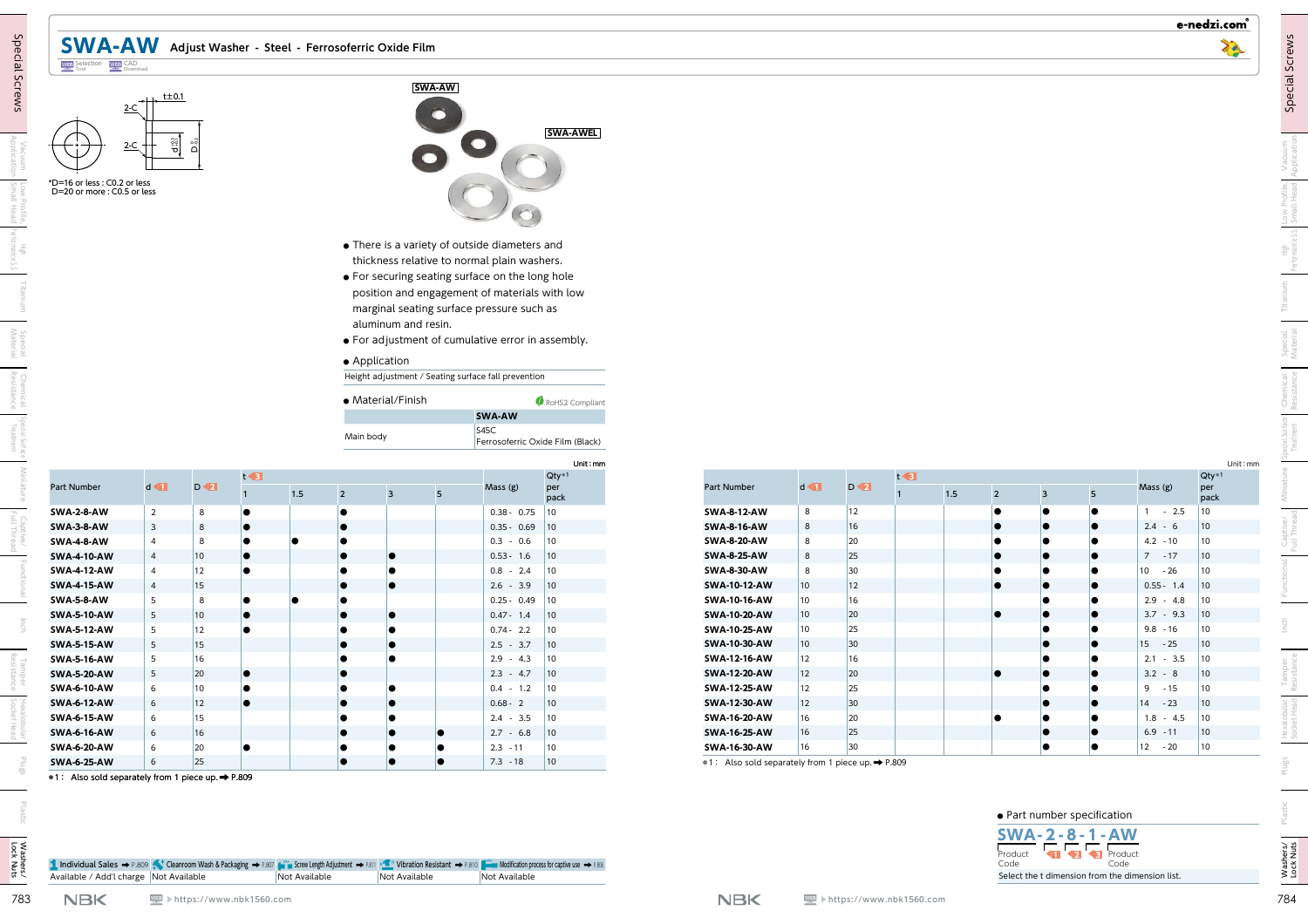# SWA-AW Adjust Washer - Steel - Ferrosoferric Oxide Film

Selection Tool / CAD Download

t±0.1, 2-C, 2-C, $d^{+0.2}_{0}$, $D^{0}_{-0.2}$

*D=16 or less : C0.2 or less
D=20 or more : C0.5 or less

SWA-AW / SWA-AWEL

- There is a variety of outside diameters and thickness relative to normal plain washers.
- For securing seating surface on the long hole position and engagement of materials with low marginal seating surface pressure such as aluminum and resin.
- For adjustment of cumulative error in assembly.

- Application

Height adjustment / Seating surface fall prevention

- Material/Finish

RoHS2 Compliant

| | SWA-AW |
|---|---|
| Main body | S45C<br>Ferrosoferric Oxide Film (Black) |

Unit : mm

| Part Number | d 1 | D 2 | t 3 | | | | | Mass (g) | Qty*1 per pack |
|---|---|---|---|---|---|---|---|---|---|
| | | | 1 | 1.5 | 2 | 3 | 5 | | |
| SWA-2-8-AW | 2 | 8 | ● | | ● | | | 0.38 - 0.75 | 10 |
| SWA-3-8-AW | 3 | 8 | ● | | ● | | | 0.35 - 0.69 | 10 |
| SWA-4-8-AW | 4 | 8 | ● | ● | ● | | | 0.3 - 0.6 | 10 |
| SWA-4-10-AW | 4 | 10 | ● | | ● | ● | | 0.53 - 1.6 | 10 |
| SWA-4-12-AW | 4 | 12 | ● | | ● | ● | | 0.8 - 2.4 | 10 |
| SWA-4-15-AW | 4 | 15 | | | ● | ● | | 2.6 - 3.9 | 10 |
| SWA-5-8-AW | 5 | 8 | ● | ● | ● | | | 0.25 - 0.49 | 10 |
| SWA-5-10-AW | 5 | 10 | ● | | ● | ● | | 0.47 - 1.4 | 10 |
| SWA-5-12-AW | 5 | 12 | ● | | ● | ● | | 0.74 - 2.2 | 10 |
| SWA-5-15-AW | 5 | 15 | | | ● | ● | | 2.5 - 3.7 | 10 |
| SWA-5-16-AW | 5 | 16 | | | ● | ● | | 2.9 - 4.3 | 10 |
| SWA-5-20-AW | 5 | 20 | ● | | ● | | | 2.3 - 4.7 | 10 |
| SWA-6-10-AW | 6 | 10 | ● | | ● | ● | | 0.4 - 1.2 | 10 |
| SWA-6-12-AW | 6 | 12 | ● | | ● | ● | | 0.68 - 2 | 10 |
| SWA-6-15-AW | 6 | 15 | | | ● | ● | | 2.4 - 3.5 | 10 |
| SWA-6-16-AW | 6 | 16 | | | ● | ● | ● | 2.7 - 6.8 | 10 |
| SWA-6-20-AW | 6 | 20 | ● | | ● | ● | ● | 2.3 - 11 | 10 |
| SWA-6-25-AW | 6 | 25 | | | ● | ● | ● | 7.3 - 18 | 10 |

*1 : Also sold separately from 1 piece up. ➡ P.809

| 1 Individual Sales ➡ P.809 | Cleanroom Wash & Packaging ➡ P.807 | Screw Length Adjustment ➡ P.811 | Vibration Resistant ➡ P.810 | Modification process for captive use ➡ P.806 |
|---|---|---|---|---|
| Available / Add'l charge | Not Available | Not Available | Not Available | Not Available |

Unit : mm

| Part Number | d 1 | D 2 | t 3 | | | | | Mass (g) | Qty*1 per pack |
|---|---|---|---|---|---|---|---|---|---|
| | | | 1 | 1.5 | 2 | 3 | 5 | | |
| SWA-8-12-AW | 8 | 12 | | | ● | ● | ● | 1 - 2.5 | 10 |
| SWA-8-16-AW | 8 | 16 | | | ● | ● | ● | 2.4 - 6 | 10 |
| SWA-8-20-AW | 8 | 20 | | | ● | ● | ● | 4.2 - 10 | 10 |
| SWA-8-25-AW | 8 | 25 | | | ● | ● | ● | 7 - 17 | 10 |
| SWA-8-30-AW | 8 | 30 | | | ● | ● | ● | 10 - 26 | 10 |
| SWA-10-12-AW | 10 | 12 | | | ● | ● | ● | 0.55 - 1.4 | 10 |
| SWA-10-16-AW | 10 | 16 | | | | ● | ● | 2.9 - 4.8 | 10 |
| SWA-10-20-AW | 10 | 20 | | | ● | ● | ● | 3.7 - 9.3 | 10 |
| SWA-10-25-AW | 10 | 25 | | | | ● | ● | 9.8 - 16 | 10 |
| SWA-10-30-AW | 10 | 30 | | | | ● | ● | 15 - 25 | 10 |
| SWA-12-16-AW | 12 | 16 | | | | ● | ● | 2.1 - 3.5 | 10 |
| SWA-12-20-AW | 12 | 20 | | | ● | ● | ● | 3.2 - 8 | 10 |
| SWA-12-25-AW | 12 | 25 | | | | ● | ● | 9 - 15 | 10 |
| SWA-12-30-AW | 12 | 30 | | | | ● | ● | 14 - 23 | 10 |
| SWA-16-20-AW | 16 | 20 | | | ● | ● | ● | 1.8 - 4.5 | 10 |
| SWA-16-25-AW | 16 | 25 | | | | ● | ● | 6.9 - 11 | 10 |
| SWA-16-30-AW | 16 | 30 | | | | ● | ● | 12 - 20 | 10 |

*1 : Also sold separately from 1 piece up. ➡ P.809

- Part number specification

**SWA - 2 - 8 - 1 - AW**

Product Code / 1 / 2 / 3 / Product Code

Select the t dimension from the dimension list.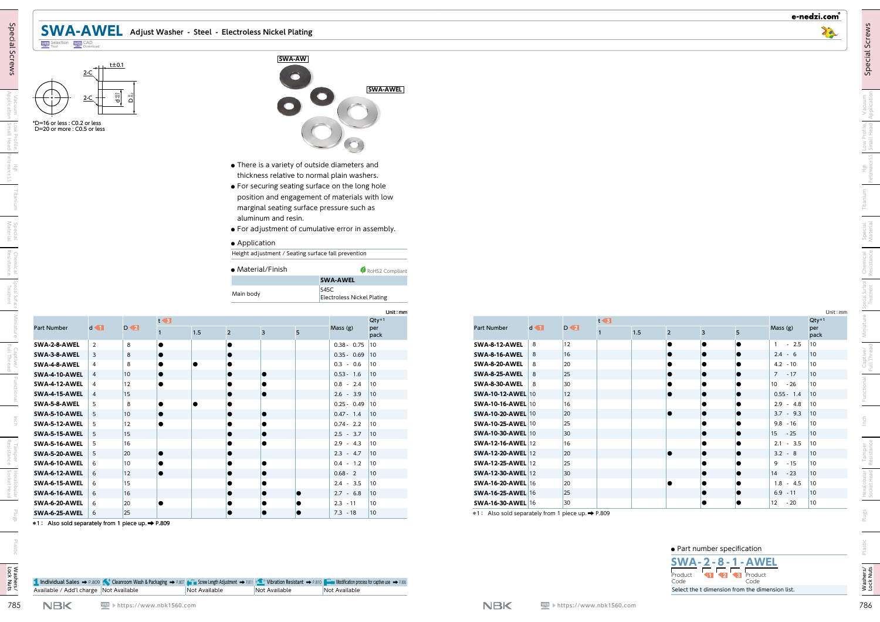# SWA-AWEL Adjust Washer - Steel - Electroless Nickel Plating

*D=16 or less : C0.2 or less
D=20 or more : C0.5 or less

SWA-AW

SWA-AWEL

- There is a variety of outside diameters and thickness relative to normal plain washers.
- For securing seating surface on the long hole position and engagement of materials with low marginal seating surface pressure such as aluminum and resin.
- For adjustment of cumulative error in assembly.

● Application

| Height adjustment / Seating surface fall prevention |
|---|

● Material/Finish

RoHS2 Compliant

| | SWA-AWEL |
|---|---|
| Main body | S45C<br>Electroless Nickel Plating |

Unit : mm

| Part Number | d 1 | D 2 | t 3 | | | | | Mass (g) | Qty*1 per pack |
|---|---|---|---|---|---|---|---|---|---|
| | | | 1 | 1.5 | 2 | 3 | 5 | | |
| SWA-2-8-AWEL | 2 | 8 | ● | | ● | | | 0.38 - 0.75 | 10 |
| SWA-3-8-AWEL | 3 | 8 | ● | | ● | | | 0.35 - 0.69 | 10 |
| SWA-4-8-AWEL | 4 | 8 | ● | ● | ● | | | 0.3 - 0.6 | 10 |
| SWA-4-10-AWEL | 4 | 10 | ● | | ● | ● | | 0.53 - 1.6 | 10 |
| SWA-4-12-AWEL | 4 | 12 | ● | | ● | ● | | 0.8 - 2.4 | 10 |
| SWA-4-15-AWEL | 4 | 15 | | | ● | ● | | 2.6 - 3.9 | 10 |
| SWA-5-8-AWEL | 5 | 8 | ● | ● | ● | | | 0.25 - 0.49 | 10 |
| SWA-5-10-AWEL | 5 | 10 | ● | | ● | ● | | 0.47 - 1.4 | 10 |
| SWA-5-12-AWEL | 5 | 12 | ● | | ● | ● | | 0.74 - 2.2 | 10 |
| SWA-5-15-AWEL | 5 | 15 | | | ● | ● | | 2.5 - 3.7 | 10 |
| SWA-5-16-AWEL | 5 | 16 | | | ● | ● | | 2.9 - 4.3 | 10 |
| SWA-5-20-AWEL | 5 | 20 | ● | | ● | | | 2.3 - 4.7 | 10 |
| SWA-6-10-AWEL | 6 | 10 | ● | | ● | ● | | 0.4 - 1.2 | 10 |
| SWA-6-12-AWEL | 6 | 12 | ● | | ● | ● | | 0.68 - 2 | 10 |
| SWA-6-15-AWEL | 6 | 15 | | | ● | ● | | 2.4 - 3.5 | 10 |
| SWA-6-16-AWEL | 6 | 16 | | | ● | ● | ● | 2.7 - 6.8 | 10 |
| SWA-6-20-AWEL | 6 | 20 | ● | | ● | ● | ● | 2.3 - 11 | 10 |
| SWA-6-25-AWEL | 6 | 25 | | | ● | ● | ● | 7.3 - 18 | 10 |
| SWA-8-12-AWEL | 8 | 12 | | | ● | ● | ● | 1 - 2.5 | 10 |
| SWA-8-16-AWEL | 8 | 16 | | | ● | ● | ● | 2.4 - 6 | 10 |
| SWA-8-20-AWEL | 8 | 20 | | | ● | ● | ● | 4.2 - 10 | 10 |
| SWA-8-25-AWEL | 8 | 25 | | | ● | ● | ● | 7 - 17 | 10 |
| SWA-8-30-AWEL | 8 | 30 | | | ● | ● | ● | 10 - 26 | 10 |
| SWA-10-12-AWEL | 10 | 12 | | | ● | ● | ● | 0.55 - 1.4 | 10 |
| SWA-10-16-AWEL | 10 | 16 | | | | ● | ● | 2.9 - 4.8 | 10 |
| SWA-10-20-AWEL | 10 | 20 | | | ● | ● | ● | 3.7 - 9.3 | 10 |
| SWA-10-25-AWEL | 10 | 25 | | | | ● | ● | 9.8 - 16 | 10 |
| SWA-10-30-AWEL | 10 | 30 | | | | ● | ● | 15 - 25 | 10 |
| SWA-12-16-AWEL | 12 | 16 | | | | ● | ● | 2.1 - 3.5 | 10 |
| SWA-12-20-AWEL | 12 | 20 | | | ● | ● | ● | 3.2 - 8 | 10 |
| SWA-12-25-AWEL | 12 | 25 | | | | ● | ● | 9 - 15 | 10 |
| SWA-12-30-AWEL | 12 | 30 | | | | ● | ● | 14 - 23 | 10 |
| SWA-16-20-AWEL | 16 | 20 | | | ● | ● | ● | 1.8 - 4.5 | 10 |
| SWA-16-25-AWEL | 16 | 25 | | | | ● | ● | 6.9 - 11 | 10 |
| SWA-16-30-AWEL | 16 | 30 | | | | ● | ● | 12 - 20 | 10 |

*1 : Also sold separately from 1 piece up. ➡ P.809

| Individual Sales ➡ P.809 | Cleanroom Wash & Packaging ➡ P.807 | Screw Length Adjustment ➡ P.811 | Vibration Resistant ➡ P.810 | Modification process for captive use ➡ P.806 |
|---|---|---|---|---|
| Available / Add'l charge | Not Available | Not Available | Not Available | Not Available |

● Part number specification

**SWA - 2 - 8 - 1 - AWEL**

Product Code - 1 - 2 - 3 - Product Code

Select the t dimension from the dimension list.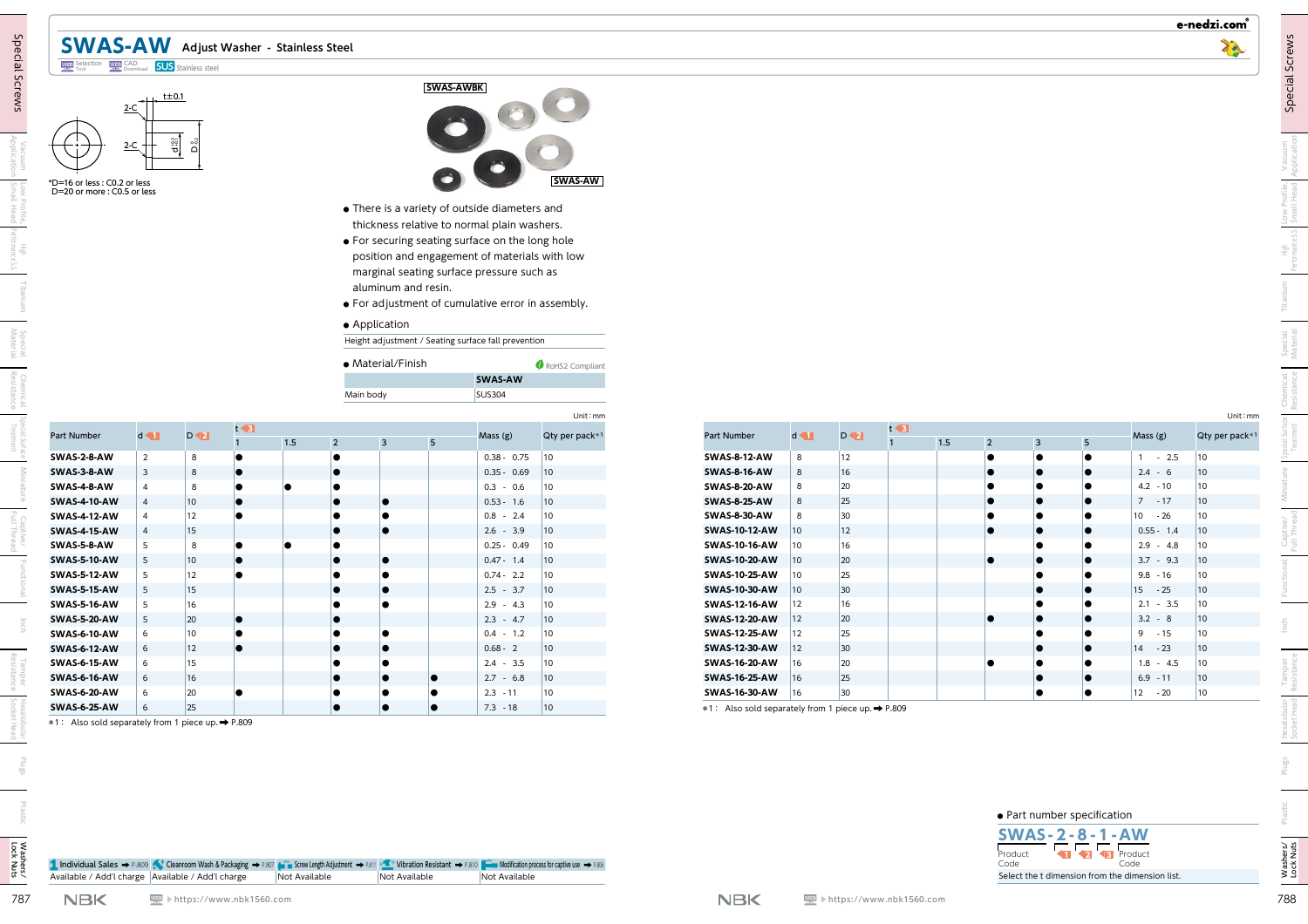# SWAS-AW Adjust Washer - Stainless Steel

WEB Selection Tool　CAD Download　SUS Stainless steel

t±0.1　2-C　2-C　d+0.2 0　D-0.2 0

*D=16 or less : C0.2 or less
D=20 or more : C0.5 or less

SWAS-AWBK　SWAS-AW

- There is a variety of outside diameters and thickness relative to normal plain washers.
- For securing seating surface on the long hole position and engagement of materials with low marginal seating surface pressure such as aluminum and resin.
- For adjustment of cumulative error in assembly.
- Application

Height adjustment / Seating surface fall prevention

- Material/Finish　RoHS2 Compliant

| | SWAS-AW |
|---|---|
| Main body | SUS304 |

Unit : mm

| Part Number | d 1 | D 2 | t 3 | | | | | Mass (g) | Qty per pack*1 |
|---|---|---|---|---|---|---|---|---|---|
| | | | 1 | 1.5 | 2 | 3 | 5 | | |
| SWAS-2-8-AW | 2 | 8 | ● | | ● | | | 0.38 - 0.75 | 10 |
| SWAS-3-8-AW | 3 | 8 | ● | | ● | | | 0.35 - 0.69 | 10 |
| SWAS-4-8-AW | 4 | 8 | ● | ● | ● | | | 0.3 - 0.6 | 10 |
| SWAS-4-10-AW | 4 | 10 | ● | | ● | ● | | 0.53 - 1.6 | 10 |
| SWAS-4-12-AW | 4 | 12 | ● | | ● | ● | | 0.8 - 2.4 | 10 |
| SWAS-4-15-AW | 4 | 15 | | | ● | ● | | 2.6 - 3.9 | 10 |
| SWAS-5-8-AW | 5 | 8 | ● | ● | ● | | | 0.25 - 0.49 | 10 |
| SWAS-5-10-AW | 5 | 10 | ● | | ● | ● | | 0.47 - 1.4 | 10 |
| SWAS-5-12-AW | 5 | 12 | ● | | ● | ● | | 0.74 - 2.2 | 10 |
| SWAS-5-15-AW | 5 | 15 | | | ● | ● | | 2.5 - 3.7 | 10 |
| SWAS-5-16-AW | 5 | 16 | | | ● | ● | | 2.9 - 4.3 | 10 |
| SWAS-5-20-AW | 5 | 20 | ● | | ● | | | 2.3 - 4.7 | 10 |
| SWAS-6-10-AW | 6 | 10 | ● | | ● | ● | | 0.4 - 1.2 | 10 |
| SWAS-6-12-AW | 6 | 12 | ● | | ● | ● | | 0.68 - 2 | 10 |
| SWAS-6-15-AW | 6 | 15 | | | ● | ● | | 2.4 - 3.5 | 10 |
| SWAS-6-16-AW | 6 | 16 | | | ● | ● | ● | 2.7 - 6.8 | 10 |
| SWAS-6-20-AW | 6 | 20 | ● | | ● | ● | ● | 2.3 - 11 | 10 |
| SWAS-6-25-AW | 6 | 25 | | | ● | ● | ● | 7.3 - 18 | 10 |

*1 : Also sold separately from 1 piece up. ➡ P.809

| 1 Individual Sales ➡ P.809 | Cleanroom Wash & Packaging ➡ P.807 | Screw Length Adjustment ➡ P.811 | Vibration Resistant ➡ P.810 | Modification process for captive use ➡ P.806 |
|---|---|---|---|---|
| Available / Add'l charge | Available / Add'l charge | Not Available | Not Available | Not Available |

Unit : mm

| Part Number | d 1 | D 2 | t 3 | | | | | Mass (g) | Qty per pack*1 |
|---|---|---|---|---|---|---|---|---|---|
| | | | 1 | 1.5 | 2 | 3 | 5 | | |
| SWAS-8-12-AW | 8 | 12 | | | ● | ● | ● | 1 - 2.5 | 10 |
| SWAS-8-16-AW | 8 | 16 | | | ● | ● | ● | 2.4 - 6 | 10 |
| SWAS-8-20-AW | 8 | 20 | | | ● | ● | ● | 4.2 - 10 | 10 |
| SWAS-8-25-AW | 8 | 25 | | | ● | ● | ● | 7 - 17 | 10 |
| SWAS-8-30-AW | 8 | 30 | | | ● | ● | ● | 10 - 26 | 10 |
| SWAS-10-12-AW | 10 | 12 | | | ● | ● | ● | 0.55 - 1.4 | 10 |
| SWAS-10-16-AW | 10 | 16 | | | | ● | ● | 2.9 - 4.8 | 10 |
| SWAS-10-20-AW | 10 | 20 | | | ● | ● | ● | 3.7 - 9.3 | 10 |
| SWAS-10-25-AW | 10 | 25 | | | | ● | ● | 9.8 - 16 | 10 |
| SWAS-10-30-AW | 10 | 30 | | | | ● | ● | 15 - 25 | 10 |
| SWAS-12-16-AW | 12 | 16 | | | | ● | ● | 2.1 - 3.5 | 10 |
| SWAS-12-20-AW | 12 | 20 | | | ● | ● | ● | 3.2 - 8 | 10 |
| SWAS-12-25-AW | 12 | 25 | | | | ● | ● | 9 - 15 | 10 |
| SWAS-12-30-AW | 12 | 30 | | | | ● | ● | 14 - 23 | 10 |
| SWAS-16-20-AW | 16 | 20 | | | ● | ● | ● | 1.8 - 4.5 | 10 |
| SWAS-16-25-AW | 16 | 25 | | | | ● | ● | 6.9 - 11 | 10 |
| SWAS-16-30-AW | 16 | 30 | | | | ● | ● | 12 - 20 | 10 |

*1 : Also sold separately from 1 piece up. ➡ P.809

- Part number specification

**SWAS - 2 - 8 - 1 - AW**

Product Code　1　2　3　Product Code

Select the t dimension from the dimension list.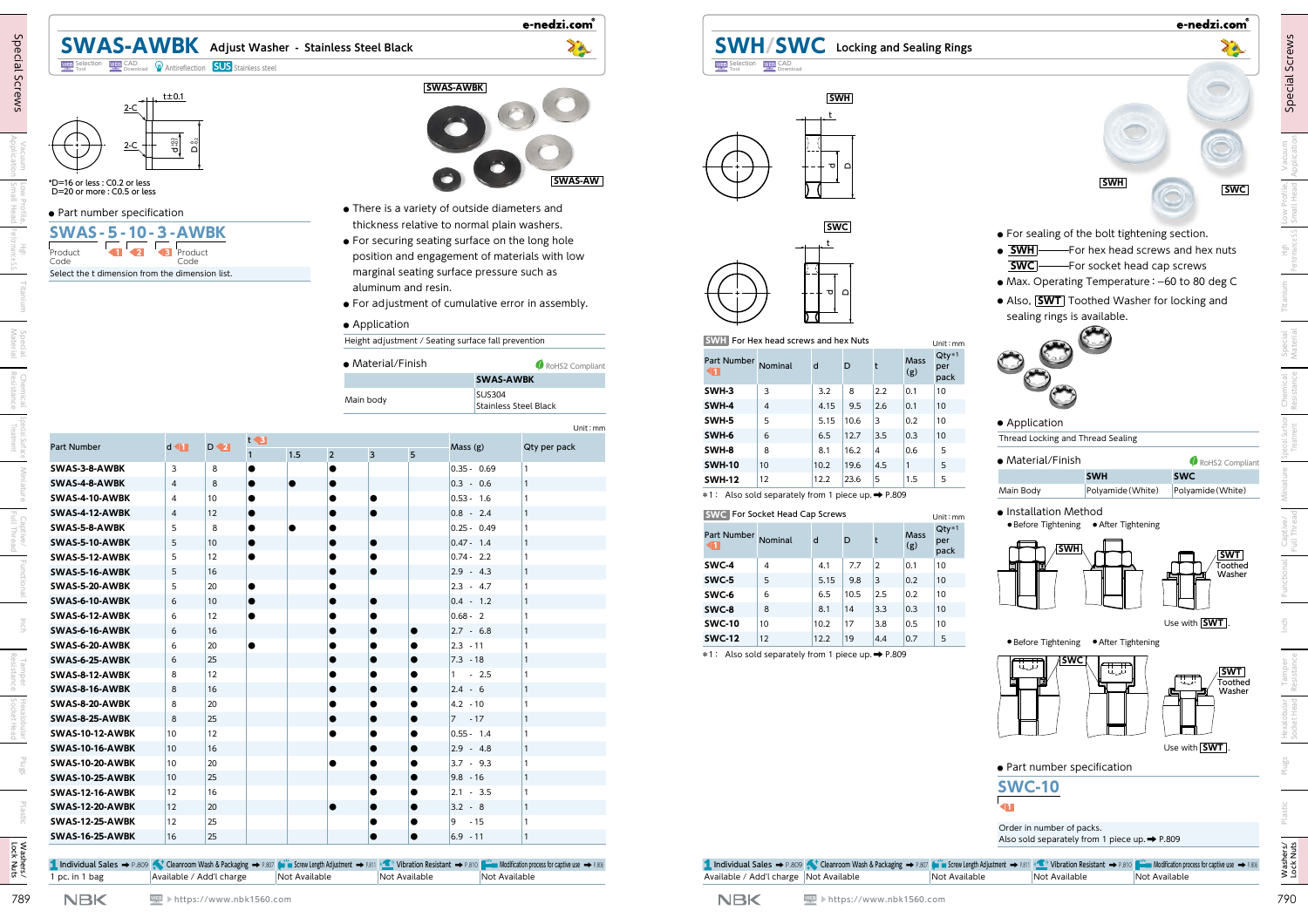# SWAS-AWBK Adjust Washer - Stainless Steel Black

Selection Tool | CAD Download | Antireflection | SUS Stainless steel

SWAS-AWBK / SWAS-AW

*D=16 or less : C0.2 or less
D=20 or more : C0.5 or less

● Part number specification

**SWAS - 5 - 10 - 3 - AWBK**

Product Code | [1] | [2] | [3] | Product Code

Select the t dimension from the dimension list.

- There is a variety of outside diameters and thickness relative to normal plain washers.
- For securing seating surface on the long hole position and engagement of materials with low marginal seating surface pressure such as aluminum and resin.
- For adjustment of cumulative error in assembly.

● Application

Height adjustment / Seating surface fall prevention

● Material/Finish — RoHS2 Compliant

| | SWAS-AWBK |
|---|---|
| Main body | SUS304 Stainless Steel Black |

Unit : mm

| Part Number | d [1] | D [2] | t [3] | | | | | Mass (g) | Qty per pack |
|---|---|---|---|---|---|---|---|---|---|
| | | | 1 | 1.5 | 2 | 3 | 5 | | |
| SWAS-3-8-AWBK | 3 | 8 | ● | | ● | | | 0.35 - 0.69 | 1 |
| SWAS-4-8-AWBK | 4 | 8 | ● | ● | ● | | | 0.3 - 0.6 | 1 |
| SWAS-4-10-AWBK | 4 | 10 | ● | | ● | ● | | 0.53 - 1.6 | 1 |
| SWAS-4-12-AWBK | 4 | 12 | ● | | ● | ● | | 0.8 - 2.4 | 1 |
| SWAS-5-8-AWBK | 5 | 8 | ● | ● | ● | | | 0.25 - 0.49 | 1 |
| SWAS-5-10-AWBK | 5 | 10 | ● | | ● | ● | | 0.47 - 1.4 | 1 |
| SWAS-5-12-AWBK | 5 | 12 | ● | | ● | ● | | 0.74 - 2.2 | 1 |
| SWAS-5-16-AWBK | 5 | 16 | | | ● | ● | | 2.9 - 4.3 | 1 |
| SWAS-5-20-AWBK | 5 | 20 | ● | | ● | | | 2.3 - 4.7 | 1 |
| SWAS-6-10-AWBK | 6 | 10 | ● | | ● | ● | | 0.4 - 1.2 | 1 |
| SWAS-6-12-AWBK | 6 | 12 | ● | | ● | | | 0.68 - 2 | 1 |
| SWAS-6-16-AWBK | 6 | 16 | | | ● | ● | ● | 2.7 - 6.8 | 1 |
| SWAS-6-20-AWBK | 6 | 20 | ● | | ● | | | 2.3 - 11 | 1 |
| SWAS-6-25-AWBK | 6 | 25 | | | ● | ● | ● | 7.3 - 18 | 1 |
| SWAS-8-12-AWBK | 8 | 12 | | | ● | ● | ● | 1 - 2.5 | 1 |
| SWAS-8-16-AWBK | 8 | 16 | | | ● | ● | ● | 2.4 - 6 | 1 |
| SWAS-8-20-AWBK | 8 | 20 | | | ● | ● | ● | 4.2 - 10 | 1 |
| SWAS-8-25-AWBK | 8 | 25 | | | ● | ● | ● | 7 - 17 | 1 |
| SWAS-10-12-AWBK | 10 | 12 | | | ● | ● | | 0.55 - 1.4 | 1 |
| SWAS-10-16-AWBK | 10 | 16 | | | | ● | ● | 2.9 - 4.8 | 1 |
| SWAS-10-20-AWBK | 10 | 20 | | | ● | ● | ● | 3.7 - 9.3 | 1 |
| SWAS-10-25-AWBK | 10 | 25 | | | | ● | ● | 9.8 - 16 | 1 |
| SWAS-12-16-AWBK | 12 | 16 | | | | ● | ● | 2.1 - 3.5 | 1 |
| SWAS-12-20-AWBK | 12 | 20 | | | ● | ● | ● | 3.2 - 8 | 1 |
| SWAS-12-25-AWBK | 12 | 25 | | | | ● | ● | 9 - 15 | 1 |
| SWAS-16-25-AWBK | 16 | 25 | | | | ● | ● | 6.9 - 11 | 1 |

| Individual Sales ➡ P.809 | Cleanroom Wash & Packaging ➡ P.807 | Screw Length Adjustment ➡ P.811 | Vibration Resistant ➡ P.810 | Modification process for captive use ➡ P.806 |
|---|---|---|---|---|
| 1 pc. in 1 bag Available / Add'l charge | Not Available | Not Available | Not Available | Not Available |

# SWH/SWC Locking and Sealing Rings

Selection Tool | CAD Download

- For sealing of the bolt tightening section.
- SWH ——For hex head screws and hex nuts
  SWC ——For socket head cap screws
- Max. Operating Temperature : –60 to 80 deg C
- Also, SWT Toothed Washer for locking and sealing rings is available.

**SWH** For Hex head screws and hex Nuts — Unit : mm

| Part Number [1] | Nominal | d | D | t | Mass (g) | Qty*1 per pack |
|---|---|---|---|---|---|---|
| SWH-3 | 3 | 3.2 | 8 | 2.2 | 0.1 | 10 |
| SWH-4 | 4 | 4.15 | 9.5 | 2.6 | 0.1 | 10 |
| SWH-5 | 5 | 5.15 | 10.6 | 3 | 0.2 | 10 |
| SWH-6 | 6 | 6.5 | 12.7 | 3.5 | 0.3 | 10 |
| SWH-8 | 8 | 8.1 | 16.2 | 4 | 0.6 | 5 |
| SWH-10 | 10 | 10.2 | 19.6 | 4.5 | 1 | 5 |
| SWH-12 | 12 | 12.2 | 23.6 | 5 | 1.5 | 5 |

*1 : Also sold separately from 1 piece up. ➡ P.809

**SWC** For Socket Head Cap Screws — Unit : mm

| Part Number [1] | Nominal | d | D | t | Mass (g) | Qty*1 per pack |
|---|---|---|---|---|---|---|
| SWC-4 | 4 | 4.1 | 7.7 | 2 | 0.1 | 10 |
| SWC-5 | 5 | 5.15 | 9.8 | 3 | 0.2 | 10 |
| SWC-6 | 6 | 6.5 | 10.5 | 2.5 | 0.2 | 10 |
| SWC-8 | 8 | 8.1 | 14 | 3.3 | 0.3 | 10 |
| SWC-10 | 10 | 10.2 | 17 | 3.8 | 0.5 | 10 |
| SWC-12 | 12 | 12.2 | 19 | 4.4 | 0.7 | 5 |

*1 : Also sold separately from 1 piece up. ➡ P.809

● Application

Thread Locking and Thread Sealing

● Material/Finish — RoHS2 Compliant

| | SWH | SWC |
|---|---|---|
| Main Body | Polyamide (White) | Polyamide (White) |

● Installation Method

● Before Tightening ● After Tightening — SWH — SWT Toothed Washer — Use with SWT.

● Before Tightening ● After Tightening — SWC — SWT Toothed Washer — Use with SWT.

● Part number specification

**SWC-10**

[1]

Order in number of packs.
Also sold separately from 1 piece up. ➡ P.809

| Individual Sales ➡ P.809 | Cleanroom Wash & Packaging ➡ P.807 | Screw Length Adjustment ➡ P.811 | Vibration Resistant ➡ P.810 | Modification process for captive use ➡ P.806 |
|---|---|---|---|---|
| Available / Add'l charge | Not Available | Not Available | Not Available | Not Available |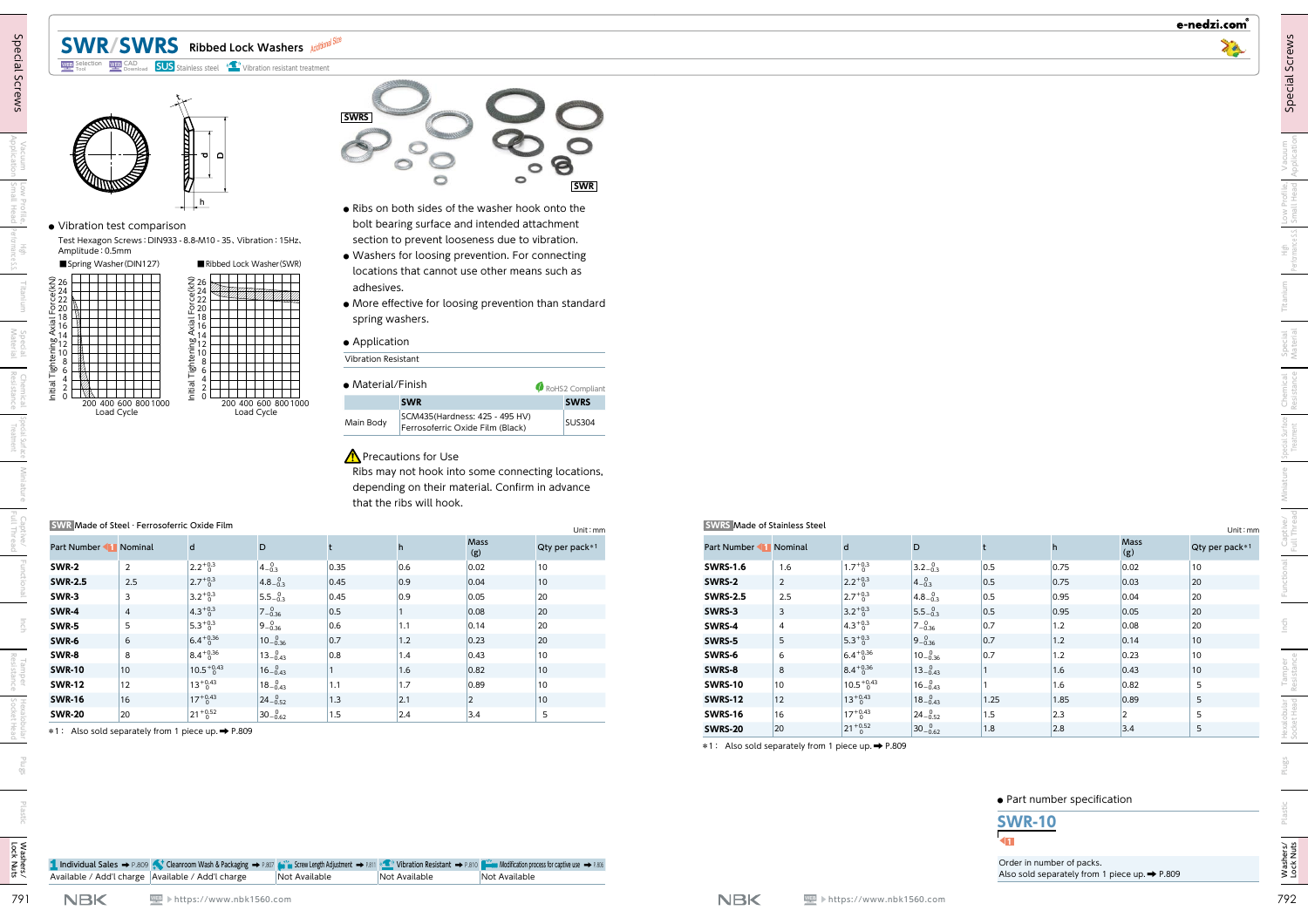# SWR/SWRS Ribbed Lock Washers

Additional Size

Selection Tool · CAD Download · SUS Stainless steel · Vibration resistant treatment

- Vibration test comparison

Test Hexagon Screws : DIN933 - 8.8-M10 - 35, Vibration : 15Hz, Amplitude : 0.5mm

■Spring Washer(DIN127) ■Ribbed Lock Washer(SWR)

- Ribs on both sides of the washer hook onto the bolt bearing surface and intended attachment section to prevent looseness due to vibration.
- Washers for loosing prevention. For connecting locations that cannot use other means such as adhesives.
- More effective for loosing prevention than standard spring washers.

- Application

Vibration Resistant

- Material/Finish

RoHS2 Compliant

| | SWR | SWRS |
|---|---|---|
| Main Body | SCM435(Hardness: 425 - 495 HV) Ferrosoferric Oxide Film (Black) | SUS304 |

**Precautions for Use**

Ribs may not hook into some connecting locations, depending on their material. Confirm in advance that the ribs will hook.

**SWR** Made of Steel · Ferrosoferric Oxide Film

Unit : mm

| Part Number | Nominal | d | D | t | h | Mass (g) | Qty per pack*1 |
|---|---|---|---|---|---|---|---|
| **SWR-2** | 2 | $2.2^{+0.3}_{0}$ | $4_{-0.3}^{0}$ | 0.35 | 0.6 | 0.02 | 10 |
| **SWR-2.5** | 2.5 | $2.7^{+0.3}_{0}$ | $4.8_{-0.3}^{0}$ | 0.45 | 0.9 | 0.04 | 10 |
| **SWR-3** | 3 | $3.2^{+0.3}_{0}$ | $5.5_{-0.3}^{0}$ | 0.45 | 0.9 | 0.05 | 20 |
| **SWR-4** | 4 | $4.3^{+0.3}_{0}$ | $7_{-0.36}^{0}$ | 0.5 | 1 | 0.08 | 20 |
| **SWR-5** | 5 | $5.3^{+0.3}_{0}$ | $9_{-0.36}^{0}$ | 0.6 | 1.1 | 0.14 | 20 |
| **SWR-6** | 6 | $6.4^{+0.36}_{0}$ | $10_{-0.36}^{0}$ | 0.7 | 1.2 | 0.23 | 20 |
| **SWR-8** | 8 | $8.4^{+0.36}_{0}$ | $13_{-0.43}^{0}$ | 0.8 | 1.4 | 0.43 | 10 |
| **SWR-10** | 10 | $10.5^{+0.43}_{0}$ | $16_{-0.43}^{0}$ | 1 | 1.6 | 0.82 | 10 |
| **SWR-12** | 12 | $13^{+0.43}_{0}$ | $18_{-0.43}^{0}$ | 1.1 | 1.7 | 0.89 | 10 |
| **SWR-16** | 16 | $17^{+0.43}_{0}$ | $24_{-0.52}^{0}$ | 1.3 | 2.1 | 2 | 10 |
| **SWR-20** | 20 | $21^{+0.52}_{0}$ | $30_{-0.62}^{0}$ | 1.5 | 2.4 | 3.4 | 5 |

*1 : Also sold separately from 1 piece up. ➡ P.809

| Individual Sales ➡ P.809 | Cleanroom Wash & Packaging ➡ P.807 | Screw Length Adjustment ➡ P.811 | Vibration Resistant ➡ P.810 | Modification process for captive use ➡ P.806 |
|---|---|---|---|---|
| Available / Add'l charge | Available / Add'l charge | Not Available | Not Available | Not Available |

**SWRS** Made of Stainless Steel

Unit : mm

| Part Number | Nominal | d | D | t | h | Mass (g) | Qty per pack*1 |
|---|---|---|---|---|---|---|---|
| **SWRS-1.6** | 1.6 | $1.7^{+0.3}_{0}$ | $3.2_{-0.3}^{0}$ | 0.5 | 0.75 | 0.02 | 10 |
| **SWRS-2** | 2 | $2.2^{+0.3}_{0}$ | $4_{-0.3}^{0}$ | 0.5 | 0.75 | 0.03 | 20 |
| **SWRS-2.5** | 2.5 | $2.7^{+0.3}_{0}$ | $4.8_{-0.3}^{0}$ | 0.5 | 0.95 | 0.04 | 20 |
| **SWRS-3** | 3 | $3.2^{+0.3}_{0}$ | $5.5_{-0.3}^{0}$ | 0.5 | 0.95 | 0.05 | 20 |
| **SWRS-4** | 4 | $4.3^{+0.3}_{0}$ | $7_{-0.36}^{0}$ | 0.7 | 1.2 | 0.08 | 20 |
| **SWRS-5** | 5 | $5.3^{+0.3}_{0}$ | $9_{-0.36}^{0}$ | 0.7 | 1.2 | 0.14 | 10 |
| **SWRS-6** | 6 | $6.4^{+0.36}_{0}$ | $10_{-0.36}^{0}$ | 0.7 | 1.2 | 0.23 | 10 |
| **SWRS-8** | 8 | $8.4^{+0.36}_{0}$ | $13_{-0.43}^{0}$ | 1 | 1.6 | 0.43 | 10 |
| **SWRS-10** | 10 | $10.5^{+0.43}_{0}$ | $16_{-0.43}^{0}$ | 1 | 1.6 | 0.82 | 5 |
| **SWRS-12** | 12 | $13^{+0.43}_{0}$ | $18_{-0.43}^{0}$ | 1.25 | 1.85 | 0.89 | 5 |
| **SWRS-16** | 16 | $17^{+0.43}_{0}$ | $24_{-0.52}^{0}$ | 1.5 | 2.3 | 2 | 5 |
| **SWRS-20** | 20 | $21^{+0.52}_{0}$ | $30_{-0.62}^{0}$ | 1.8 | 2.8 | 3.4 | 5 |

*1 : Also sold separately from 1 piece up. ➡ P.809

- Part number specification

**SWR-10**

Order in number of packs.
Also sold separately from 1 piece up. ➡ P.809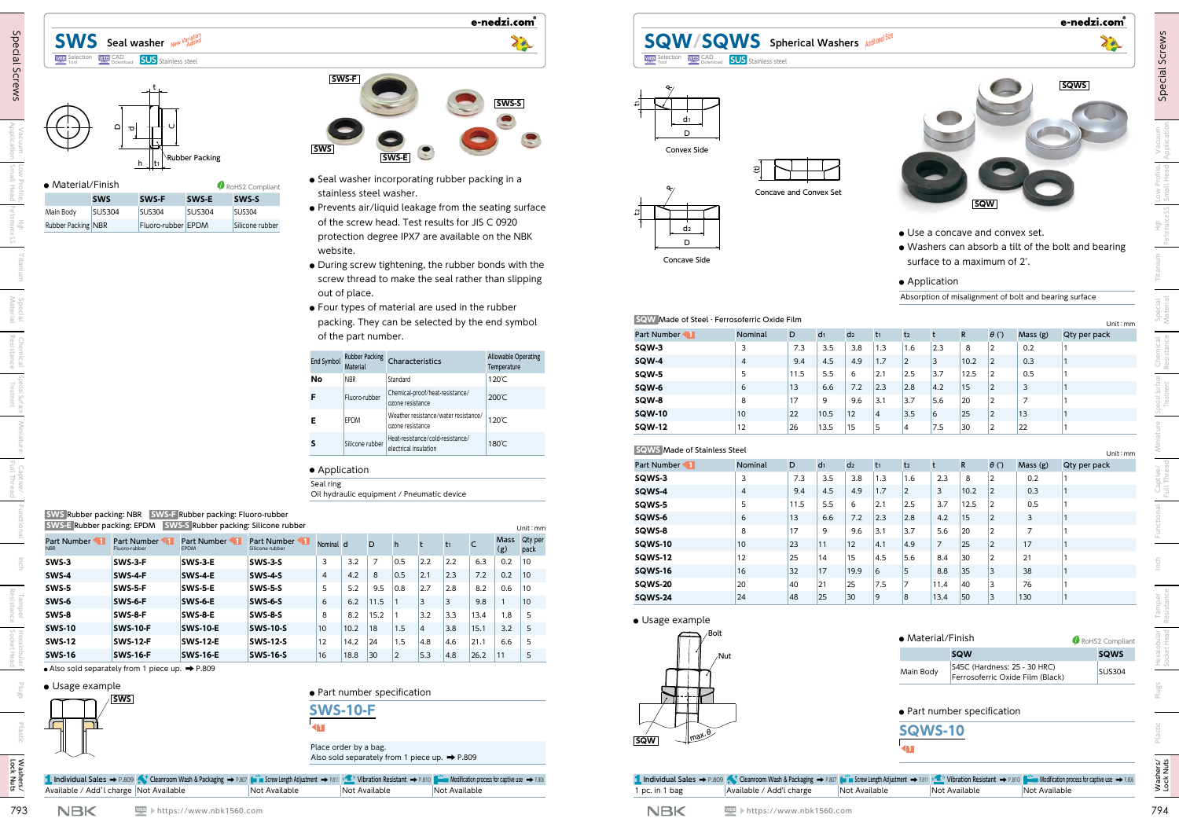# SWS Seal washer

New Variation Added

Selection Tool / CAD Download / SUS Stainless steel

Rubber Packing

● Material/Finish

RoHS2 Compliant

| | SWS | SWS-F | SWS-E | SWS-S |
|---|---|---|---|---|
| Main Body | SUS304 | SUS304 | SUS304 | SUS304 |
| Rubber Packing | NBR | Fluoro-rubber | EPDM | Silicone rubber |

SWS-F SWS-S SWS SWS-E

- Seal washer incorporating rubber packing in a stainless steel washer.
- Prevents air/liquid leakage from the seating surface of the screw head. Test results for JIS C 0920 protection degree IPX7 are available on the NBK website.
- During screw tightening, the rubber bonds with the screw thread to make the seal rather than slipping out of place.
- Four types of material are used in the rubber packing. They can be selected by the end symbol of the part number.

| End Symbol | Rubber Packing Material | Characteristics | Allowable Operating Temperature |
|---|---|---|---|
| No | NBR | Standard | 120℃ |
| F | Fluoro-rubber | Chemical-proof/heat-resistance/ozone resistance | 200℃ |
| E | EPDM | Weather resistance/water resistance/ozone resistance | 120℃ |
| S | Silicone rubber | Heat-resistance/cold-resistance/electrical insulation | 180℃ |

● Application

Seal ring
Oil hydraulic equipment / Pneumatic device

SWS Rubber packing: NBR  SWS-F Rubber packing: Fluoro-rubber
SWS-E Rubber packing: EPDM  SWS-S Rubber packing: Silicone rubber

Unit : mm

| Part Number NBR | Part Number Fluoro-rubber | Part Number EPDM | Part Number Silicone rubber | Nominal | d | D | h | t | $t_1$ | C | Mass (g) | Qty per pack |
|---|---|---|---|---|---|---|---|---|---|---|---|---|
| SWS-3 | SWS-3-F | SWS-3-E | SWS-3-S | 3 | 3.2 | 7 | 0.5 | 2.2 | 2.2 | 6.3 | 0.2 | 10 |
| SWS-4 | SWS-4-F | SWS-4-E | SWS-4-S | 4 | 4.2 | 8 | 0.5 | 2.1 | 2.3 | 7.2 | 0.2 | 10 |
| SWS-5 | SWS-5-F | SWS-5-E | SWS-5-S | 5 | 5.2 | 9.5 | 0.8 | 2.7 | 2.8 | 8.2 | 0.6 | 10 |
| SWS-6 | SWS-6-F | SWS-6-E | SWS-6-S | 6 | 6.2 | 11.5 | 1 | 3 | 3 | 9.8 | 1 | 10 |
| SWS-8 | SWS-8-F | SWS-8-E | SWS-8-S | 8 | 8.2 | 15.2 | 1 | 3.2 | 3.3 | 13.4 | 1.8 | 5 |
| SWS-10 | SWS-10-F | SWS-10-E | SWS-10-S | 10 | 10.2 | 18 | 1.5 | 4 | 3.8 | 15.1 | 3.2 | 5 |
| SWS-12 | SWS-12-F | SWS-12-E | SWS-12-S | 12 | 14.2 | 24 | 1.5 | 4.8 | 4.6 | 21.1 | 6.6 | 5 |
| SWS-16 | SWS-16-F | SWS-16-E | SWS-16-S | 16 | 18.8 | 30 | 2 | 5.3 | 4.8 | 26.2 | 11 | 5 |

● Also sold separately from 1 piece up. ➡ P.809

● Usage example

SWS

● Part number specification

SWS-10-F

Place order by a bag.
Also sold separately from 1 piece up. ➡ P.809

| Individual Sales ➡ P.809 | Cleanroom Wash & Packaging ➡ P.807 | Screw Length Adjustment ➡ P.811 | Vibration Resistant ➡ P.810 | Modification process for captive use ➡ P.806 |
|---|---|---|---|---|
| Available / Add'l charge | Not Available | Not Available | Not Available | Not Available |

# SQW/SQWS Spherical Washers

Additional Size

Selection Tool / CAD Download / SUS Stainless steel

Convex Side

Concave and Convex Set

Concave Side

SQWS SQW

- Use a concave and convex set.
- Washers can absorb a tilt of the bolt and bearing surface to a maximum of 2°.

● Application

Absorption of misalignment of bolt and bearing surface

SQW Made of Steel · Ferrosoferric Oxide Film

Unit : mm

| Part Number | Nominal | D | $d_1$ | $d_2$ | $t_1$ | $t_2$ | t | R | θ (°) | Mass (g) | Qty per pack |
|---|---|---|---|---|---|---|---|---|---|---|---|
| SQW-3 | 3 | 7.3 | 3.5 | 3.8 | 1.3 | 1.6 | 2.3 | 8 | 2 | 0.2 | 1 |
| SQW-4 | 4 | 9.4 | 4.5 | 4.9 | 1.7 | 2 | 3 | 10.2 | 2 | 0.3 | 1 |
| SQW-5 | 5 | 11.5 | 5.5 | 6 | 2.1 | 2.5 | 3.7 | 12.5 | 2 | 0.5 | 1 |
| SQW-6 | 6 | 13 | 6.6 | 7.2 | 2.3 | 2.8 | 4.2 | 15 | 2 | 3 | 1 |
| SQW-8 | 8 | 17 | 9 | 9.6 | 3.1 | 3.7 | 5.6 | 20 | 2 | 7 | 1 |
| SQW-10 | 10 | 22 | 10.5 | 12 | 4 | 3.5 | 6 | 25 | 2 | 13 | 1 |
| SQW-12 | 12 | 26 | 13.5 | 15 | 5 | 4 | 7.5 | 30 | 2 | 22 | 1 |

SQWS Made of Stainless Steel

Unit : mm

| Part Number | Nominal | D | $d_1$ | $d_2$ | $t_1$ | $t_2$ | t | R | θ (°) | Mass (g) | Qty per pack |
|---|---|---|---|---|---|---|---|---|---|---|---|
| SQWS-3 | 3 | 7.3 | 3.5 | 3.8 | 1.3 | 1.6 | 2.3 | 8 | 2 | 0.2 | 1 |
| SQWS-4 | 4 | 9.4 | 4.5 | 4.9 | 1.7 | 2 | 3 | 10.2 | 2 | 0.3 | 1 |
| SQWS-5 | 5 | 11.5 | 5.5 | 6 | 2.1 | 2.5 | 3.7 | 12.5 | 2 | 0.5 | 1 |
| SQWS-6 | 6 | 13 | 6.6 | 7.2 | 2.3 | 2.8 | 4.2 | 15 | 2 | 3 | 1 |
| SQWS-8 | 8 | 17 | 9 | 9.6 | 3.1 | 3.7 | 5.6 | 20 | 2 | 7 | 1 |
| SQWS-10 | 10 | 23 | 11 | 12 | 4.1 | 4.9 | 7 | 25 | 2 | 17 | 1 |
| SQWS-12 | 12 | 25 | 14 | 15 | 4.5 | 5.6 | 8.4 | 30 | 2 | 21 | 1 |
| SQWS-16 | 16 | 32 | 17 | 19.9 | 6 | 5 | 8.8 | 35 | 3 | 38 | 1 |
| SQWS-20 | 20 | 40 | 21 | 25 | 7.5 | 7 | 11.4 | 40 | 3 | 76 | 1 |
| SQWS-24 | 24 | 48 | 25 | 30 | 9 | 8 | 13.4 | 50 | 3 | 130 | 1 |

● Usage example

Bolt / Nut / SQW / max. θ

● Material/Finish

RoHS2 Compliant

| | SQW | SQWS |
|---|---|---|
| Main Body | S45C (Hardness: 25 - 30 HRC) Ferrosoferric Oxide Film (Black) | SUS304 |

● Part number specification

SQWS-10

| Individual Sales ➡ P.809 | Cleanroom Wash & Packaging ➡ P.807 | Screw Length Adjustment ➡ P.811 | Vibration Resistant ➡ P.810 | Modification process for captive use ➡ P.806 |
|---|---|---|---|---|
| 1 pc. in 1 bag | Available / Add'l charge | Not Available | Not Available | Not Available |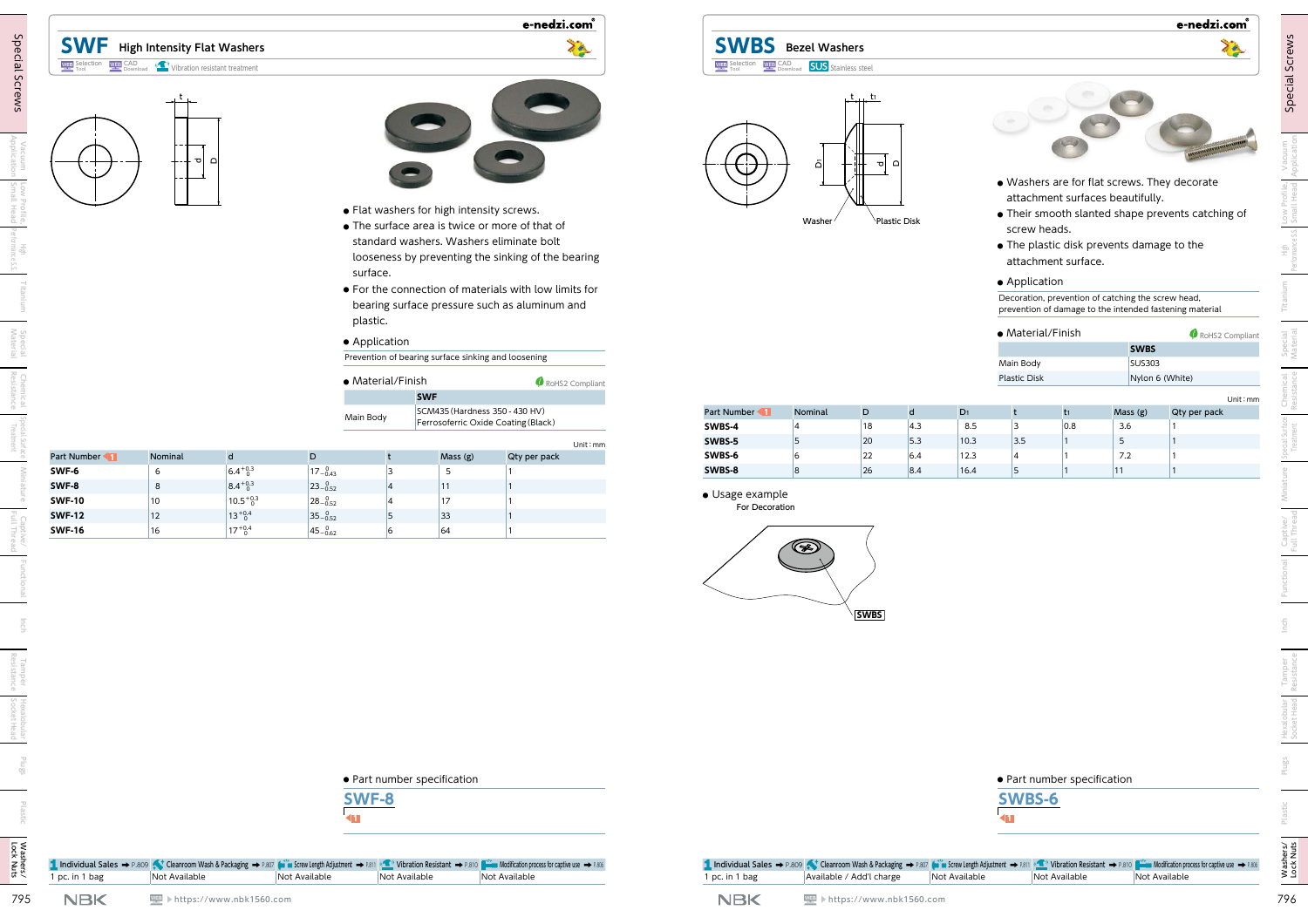# SWF High Intensity Flat Washers

Selection Tool | CAD Download | Vibration resistant treatment

- Flat washers for high intensity screws.
- The surface area is twice or more of that of standard washers. Washers eliminate bolt looseness by preventing the sinking of the bearing surface.
- For the connection of materials with low limits for bearing surface pressure such as aluminum and plastic.

● Application

Prevention of bearing surface sinking and loosening

● Material/Finish

RoHS2 Compliant

| | SWF |
|---|---|
| Main Body | SCM435 (Hardness 350 - 430 HV) Ferrosoferric Oxide Coating (Black) |

Unit : mm

| Part Number | Nominal | d | D | t | Mass (g) | Qty per pack |
|---|---|---|---|---|---|---|
| SWF-6 | 6 | $6.4^{+0.3}_{0}$ | $17^{0}_{-0.43}$ | 3 | 5 | 1 |
| SWF-8 | 8 | $8.4^{+0.3}_{0}$ | $23^{0}_{-0.52}$ | 4 | 11 | 1 |
| SWF-10 | 10 | $10.5^{+0.3}_{0}$ | $28^{0}_{-0.52}$ | 4 | 17 | 1 |
| SWF-12 | 12 | $13^{+0.4}_{0}$ | $35^{0}_{-0.52}$ | 5 | 33 | 1 |
| SWF-16 | 16 | $17^{+0.4}_{0}$ | $45^{0}_{-0.62}$ | 6 | 64 | 1 |

● Part number specification

SWF-8

| Individual Sales → P.809 | Cleanroom Wash & Packaging → P.807 | Screw Length Adjustment → P.811 | Vibration Resistant → P.810 | Modification process for captive use → P.806 |
|---|---|---|---|---|
| 1 pc. in 1 bag | Not Available | Not Available | Not Available | Not Available |

# SWBS Bezel Washers

Selection Tool | CAD Download | SUS Stainless steel

Washer / Plastic Disk

- Washers are for flat screws. They decorate attachment surfaces beautifully.
- Their smooth slanted shape prevents catching of screw heads.
- The plastic disk prevents damage to the attachment surface.

● Application

Decoration, prevention of catching the screw head, prevention of damage to the intended fastening material

● Material/Finish

RoHS2 Compliant

| | SWBS |
|---|---|
| Main Body | SUS303 |
| Plastic Disk | Nylon 6 (White) |

Unit : mm

| Part Number | Nominal | D | d | $D_1$ | t | $t_1$ | Mass (g) | Qty per pack |
|---|---|---|---|---|---|---|---|---|
| SWBS-4 | 4 | 18 | 4.3 | 8.5 | 3 | 0.8 | 3.6 | 1 |
| SWBS-5 | 5 | 20 | 5.3 | 10.3 | 3.5 | 1 | 5 | 1 |
| SWBS-6 | 6 | 22 | 6.4 | 12.3 | 4 | 1 | 7.2 | 1 |
| SWBS-8 | 8 | 26 | 8.4 | 16.4 | 5 | 1 | 11 | 1 |

● Usage example

For Decoration

SWBS

● Part number specification

SWBS-6

| Individual Sales → P.809 | Cleanroom Wash & Packaging → P.807 | Screw Length Adjustment → P.811 | Vibration Resistant → P.810 | Modification process for captive use → P.806 |
|---|---|---|---|---|
| 1 pc. in 1 bag | Available / Add'l charge | Not Available | Not Available | Not Available |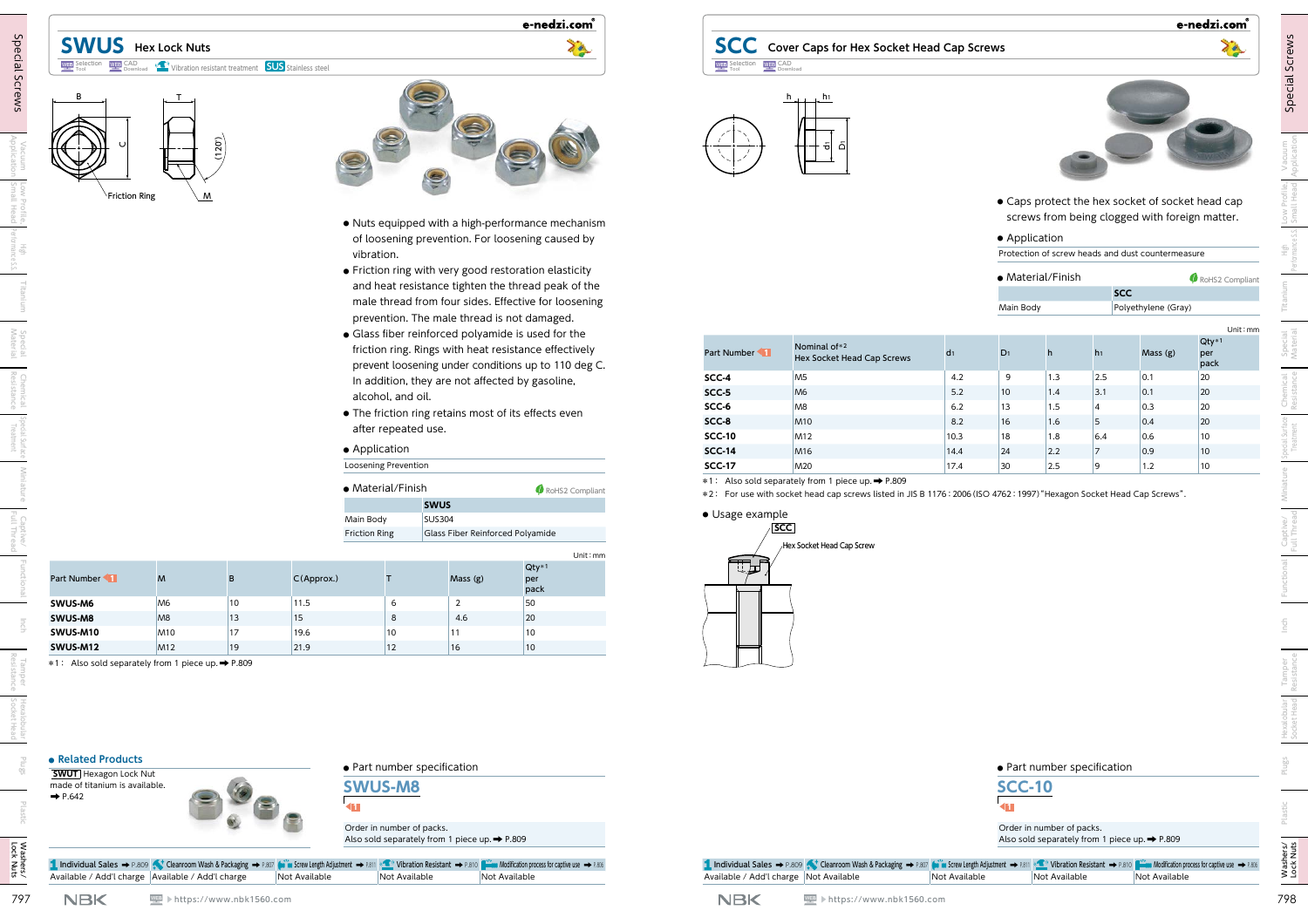## SWUS Hex Lock Nuts

Selection Tool | CAD Download | Vibration resistant treatment | SUS Stainless steel

B, T, C, (120°), Friction Ring, M

- Nuts equipped with a high-performance mechanism of loosening prevention. For loosening caused by vibration.
- Friction ring with very good restoration elasticity and heat resistance tighten the thread peak of the male thread from four sides. Effective for loosening prevention. The male thread is not damaged.
- Glass fiber reinforced polyamide is used for the friction ring. Rings with heat resistance effectively prevent loosening under conditions up to 110 deg C. In addition, they are not affected by gasoline, alcohol, and oil.
- The friction ring retains most of its effects even after repeated use.

- Application

Loosening Prevention

- Material/Finish

RoHS2 Compliant

| | SWUS |
|---|---|
| Main Body | SUS304 |
| Friction Ring | Glass Fiber Reinforced Polyamide |

Unit : mm

| Part Number | M | B | C (Approx.) | T | Mass (g) | Qty*1 per pack |
|---|---|---|---|---|---|---|
| SWUS-M6 | M6 | 10 | 11.5 | 6 | 2 | 50 |
| SWUS-M8 | M8 | 13 | 15 | 8 | 4.6 | 20 |
| SWUS-M10 | M10 | 17 | 19.6 | 10 | 11 | 10 |
| SWUS-M12 | M12 | 19 | 21.9 | 12 | 16 | 10 |

*1 : Also sold separately from 1 piece up. ➡ P.809

- Related Products

SWUT Hexagon Lock Nut made of titanium is available.
➡ P.642

- Part number specification

SWUS-M8

Order in number of packs.
Also sold separately from 1 piece up. ➡ P.809

| Individual Sales ➡ P.809 | Cleanroom Wash & Packaging ➡ P.807 | Screw Length Adjustment ➡ P.811 | Vibration Resistant ➡ P.810 | Modification process for captive use ➡ P.806 |
|---|---|---|---|---|
| Available / Add'l charge | Available / Add'l charge | Not Available | Not Available | Not Available |

## SCC Cover Caps for Hex Socket Head Cap Screws

Selection Tool | CAD Download

h, $h_1$, $d_1$, $D_1$

- Caps protect the hex socket of socket head cap screws from being clogged with foreign matter.

- Application

Protection of screw heads and dust countermeasure

- Material/Finish

RoHS2 Compliant

| | SCC |
|---|---|
| Main Body | Polyethylene (Gray) |

Unit : mm

| Part Number | Nominal of*2 Hex Socket Head Cap Screws | $d_1$ | $D_1$ | h | $h_1$ | Mass (g) | Qty*1 per pack |
|---|---|---|---|---|---|---|---|
| SCC-4 | M5 | 4.2 | 9 | 1.3 | 2.5 | 0.1 | 20 |
| SCC-5 | M6 | 5.2 | 10 | 1.4 | 3.1 | 0.1 | 20 |
| SCC-6 | M8 | 6.2 | 13 | 1.5 | 4 | 0.3 | 20 |
| SCC-8 | M10 | 8.2 | 16 | 1.6 | 5 | 0.4 | 20 |
| SCC-10 | M12 | 10.3 | 18 | 1.8 | 6.4 | 0.6 | 10 |
| SCC-14 | M16 | 14.4 | 24 | 2.2 | 7 | 0.9 | 10 |
| SCC-17 | M20 | 17.4 | 30 | 2.5 | 9 | 1.2 | 10 |

*1 : Also sold separately from 1 piece up. ➡ P.809
*2 : For use with socket head cap screws listed in JIS B 1176 : 2006 (ISO 4762 : 1997) "Hexagon Socket Head Cap Screws".

- Usage example

SCC
Hex Socket Head Cap Screw

- Part number specification

SCC-10

Order in number of packs.
Also sold separately from 1 piece up. ➡ P.809

| Individual Sales ➡ P.809 | Cleanroom Wash & Packaging ➡ P.807 | Screw Length Adjustment ➡ P.811 | Vibration Resistant ➡ P.810 | Modification process for captive use ➡ P.806 |
|---|---|---|---|---|
| Available / Add'l charge | Not Available | Not Available | Not Available | Not Available |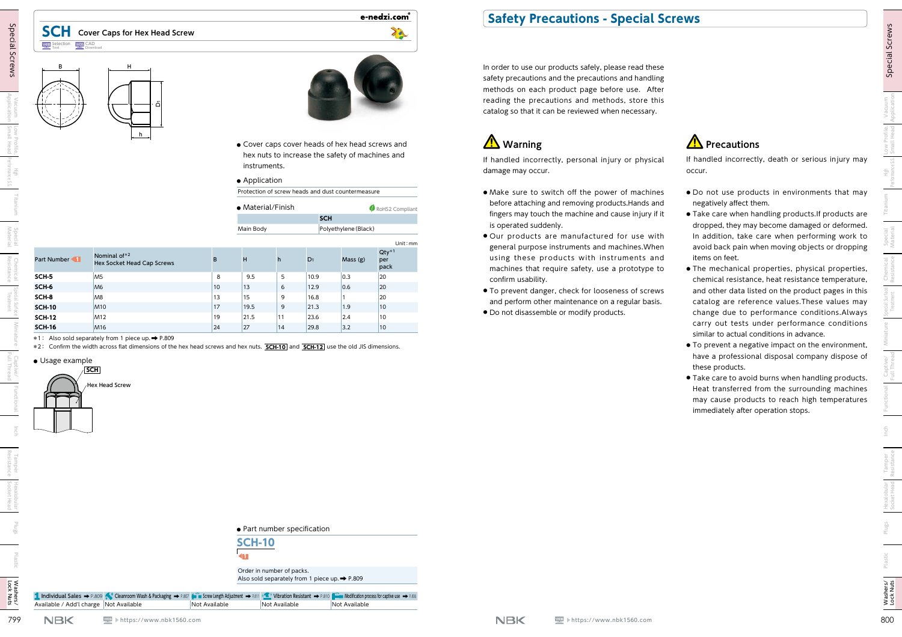# SCH Cover Caps for Hex Head Screw

- Cover caps cover heads of hex head screws and hex nuts to increase the safety of machines and instruments.

- Application

Protection of screw heads and dust countermeasure

- Material/Finish

RoHS2 Compliant

| | SCH |
|---|---|
| Main Body | Polyethylene (Black) |

Unit : mm

| Part Number 1 | Nominal of*2 Hex Socket Head Cap Screws | B | H | h | D1 | Mass (g) | Qty*1 per pack |
|---|---|---|---|---|---|---|---|
| SCH-5 | M5 | 8 | 9.5 | 5 | 10.9 | 0.3 | 20 |
| SCH-6 | M6 | 10 | 13 | 6 | 12.9 | 0.6 | 20 |
| SCH-8 | M8 | 13 | 15 | 9 | 16.8 | 1 | 20 |
| SCH-10 | M10 | 17 | 19.5 | 9 | 21.3 | 1.9 | 10 |
| SCH-12 | M12 | 19 | 21.5 | 11 | 23.6 | 2.4 | 10 |
| SCH-16 | M16 | 24 | 27 | 14 | 29.8 | 3.2 | 10 |

*1: Also sold separately from 1 piece up. ➡ P.809

*2: Confirm the width across flat dimensions of the hex head screws and hex nuts. SCH-10 and SCH-12 use the old JIS dimensions.

- Usage example

SCH

Hex Head Screw

- Part number specification

SCH-10

1

Order in number of packs.
Also sold separately from 1 piece up. ➡ P.809

| 1 Individual Sales ➡ P.809 | Cleanroom Wash & Packaging ➡ P.807 | Screw Length Adjustment ➡ P.811 | Vibration Resistant ➡ P.810 | Modification process for captive use ➡ P.806 |
|---|---|---|---|---|
| Available / Add'l charge | Not Available | Not Available | Not Available | Not Available |

# Safety Precautions - Special Screws

In order to use our products safely, please read these safety precautions and the precautions and handling methods on each product page before use. After reading the precautions and methods, store this catalog so that it can be reviewed when necessary.

## Warning

If handled incorrectly, personal injury or physical damage may occur.

- Make sure to switch off the power of machines before attaching and removing products.Hands and fingers may touch the machine and cause injury if it is operated suddenly.
- Our products are manufactured for use with general purpose instruments and machines.When using these products with instruments and machines that require safety, use a prototype to confirm usability.
- To prevent danger, check for looseness of screws and perform other maintenance on a regular basis.
- Do not disassemble or modify products.

## Precautions

If handled incorrectly, death or serious injury may occur.

- Do not use products in environments that may negatively affect them.
- Take care when handling products.If products are dropped, they may become damaged or deformed. In addition, take care when performing work to avoid back pain when moving objects or dropping items on feet.
- The mechanical properties, physical properties, chemical resistance, heat resistance temperature, and other data listed on the product pages in this catalog are reference values.These values may change due to performance conditions.Always carry out tests under performance conditions similar to actual conditions in advance.
- To prevent a negative impact on the environment, have a professional disposal company dispose of these products.
- Take care to avoid burns when handling products. Heat transferred from the surrounding machines may cause products to reach high temperatures immediately after operation stops.